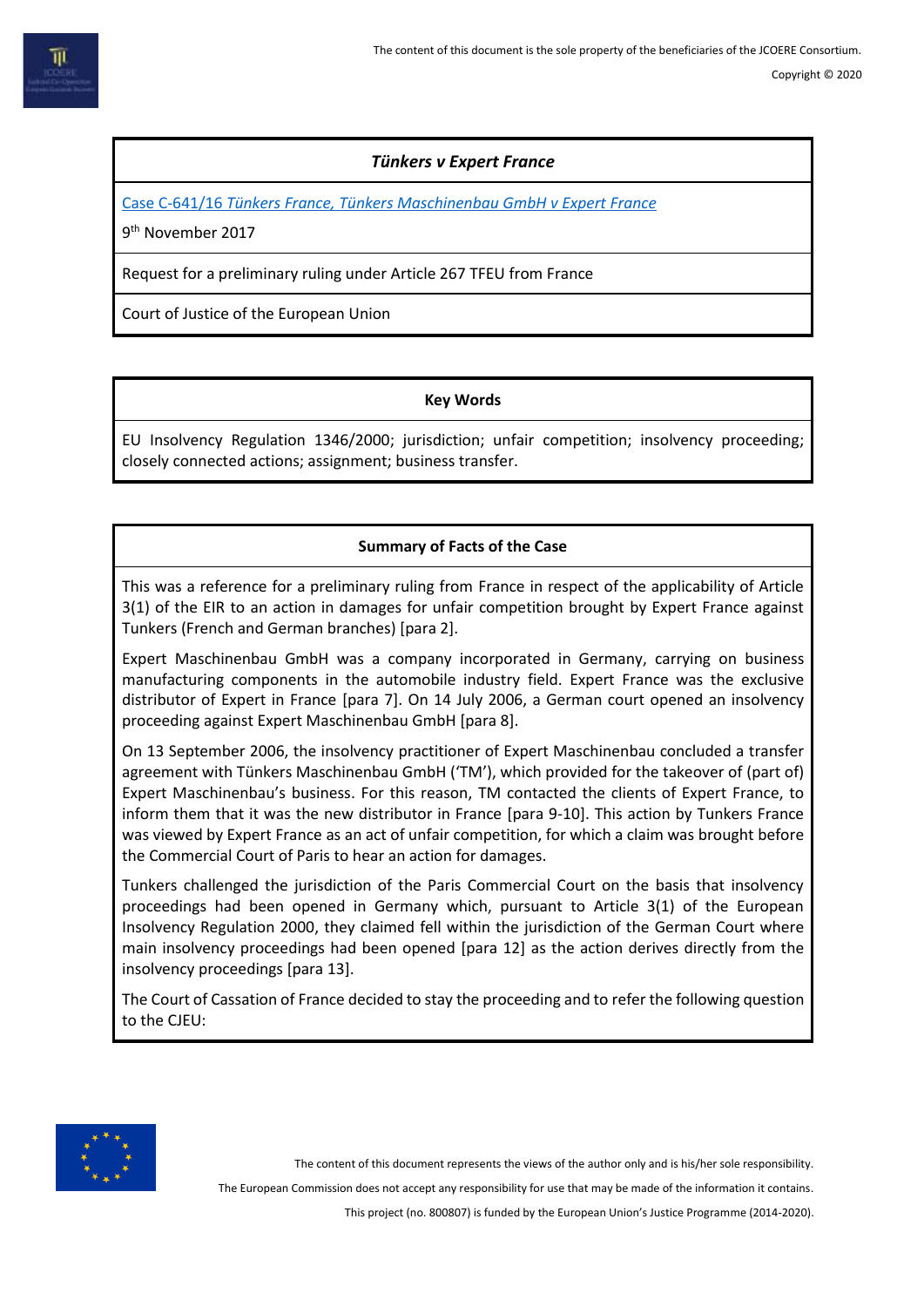## *Tünkers v Expert France*

[Case C-641/16 *Tünkers France, Tünkers Maschinenbau GmbH v Expert France*]

9th November 2017

Request for a preliminary ruling under Article 267 TFEU from France

Court of Justice of the European Union

### Key Words

EU Insolvency Regulation 1346/2000; jurisdiction; unfair competition; insolvency proceeding; closely connected actions; assignment; business transfer.

### Summary of Facts of the Case

This was a reference for a preliminary ruling from France in respect of the applicability of Article 3(1) of the EIR to an action in damages for unfair competition brought by Expert France against Tunkers (French and German branches) [para 2].

Expert Maschinenbau GmbH was a company incorporated in Germany, carrying on business manufacturing components in the automobile industry field. Expert France was the exclusive distributor of Expert in France [para 7]. On 14 July 2006, a German court opened an insolvency proceeding against Expert Maschinenbau GmbH [para 8].

On 13 September 2006, the insolvency practitioner of Expert Maschinenbau concluded a transfer agreement with Tünkers Maschinenbau GmbH ('TM'), which provided for the takeover of (part of) Expert Maschinenbau's business. For this reason, TM contacted the clients of Expert France, to inform them that it was the new distributor in France [para 9-10]. This action by Tunkers France was viewed by Expert France as an act of unfair competition, for which a claim was brought before the Commercial Court of Paris to hear an action for damages.

Tunkers challenged the jurisdiction of the Paris Commercial Court on the basis that insolvency proceedings had been opened in Germany which, pursuant to Article 3(1) of the European Insolvency Regulation 2000, they claimed fell within the jurisdiction of the German Court where main insolvency proceedings had been opened [para 12] as the action derives directly from the insolvency proceedings [para 13].

The Court of Cassation of France decided to stay the proceeding and to refer the following question to the CJEU: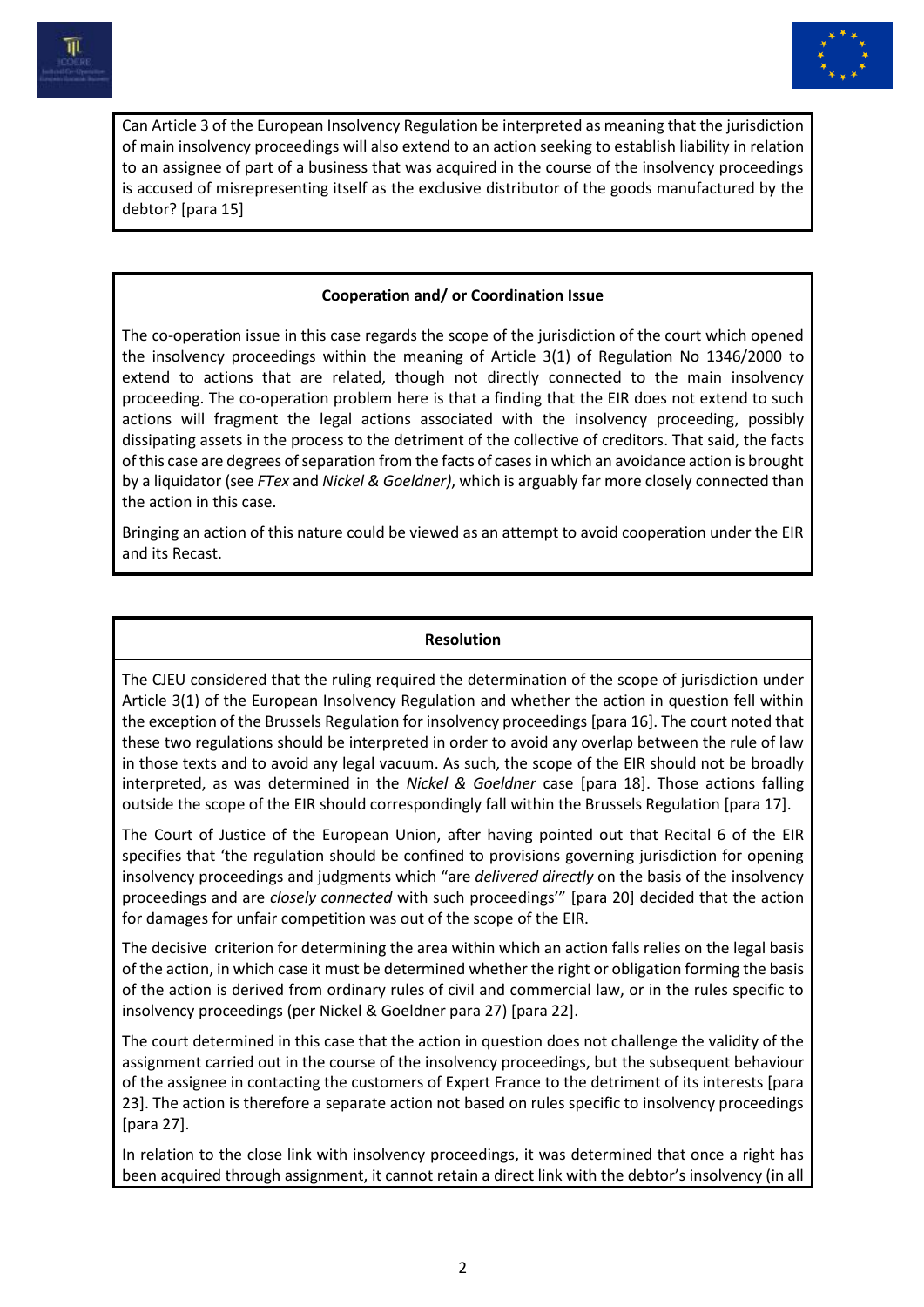Can Article 3 of the European Insolvency Regulation be interpreted as meaning that the jurisdiction of main insolvency proceedings will also extend to an action seeking to establish liability in relation to an assignee of part of a business that was acquired in the course of the insolvency proceedings is accused of misrepresenting itself as the exclusive distributor of the goods manufactured by the debtor? [para 15]

**Cooperation and/ or Coordination Issue**

The co-operation issue in this case regards the scope of the jurisdiction of the court which opened the insolvency proceedings within the meaning of Article 3(1) of Regulation No 1346/2000 to extend to actions that are related, though not directly connected to the main insolvency proceeding. The co-operation problem here is that a finding that the EIR does not extend to such actions will fragment the legal actions associated with the insolvency proceeding, possibly dissipating assets in the process to the detriment of the collective of creditors. That said, the facts of this case are degrees of separation from the facts of cases in which an avoidance action is brought by a liquidator (see *FTex* and *Nickel & Goeldner)*, which is arguably far more closely connected than the action in this case.

Bringing an action of this nature could be viewed as an attempt to avoid cooperation under the EIR and its Recast.

**Resolution**

The CJEU considered that the ruling required the determination of the scope of jurisdiction under Article 3(1) of the European Insolvency Regulation and whether the action in question fell within the exception of the Brussels Regulation for insolvency proceedings [para 16]. The court noted that these two regulations should be interpreted in order to avoid any overlap between the rule of law in those texts and to avoid any legal vacuum. As such, the scope of the EIR should not be broadly interpreted, as was determined in the *Nickel & Goelner* case [para 18]. Those actions falling outside the scope of the EIR should correspondingly fall within the Brussels Regulation [para 17].

The Court of Justice of the European Union, after having pointed out that Recital 6 of the EIR specifies that 'the regulation should be confined to provisions governing jurisdiction for opening insolvency proceedings and judgments which "are *delivered directly* on the basis of the insolvency proceedings and are *closely connected* with such proceedings'" [para 20] decided that the action for damages for unfair competition was out of the scope of the EIR.

The decisive criterion for determining the area within which an action falls relies on the legal basis of the action, in which case it must be determined whether the right or obligation forming the basis of the action is derived from ordinary rules of civil and commercial law, or in the rules specific to insolvency proceedings (per Nickel & Goeldner para 27) [para 22].

The court determined in this case that the action in question does not challenge the validity of the assignment carried out in the course of the insolvency proceedings, but the subsequent behaviour of the assignee in contacting the customers of Expert France to the detriment of its interests [para 23]. The action is therefore a separate action not based on rules specific to insolvency proceedings [para 27].

In relation to the close link with insolvency proceedings, it was determined that once a right has been acquired through assignment, it cannot retain a direct link with the debtor's insolvency (in all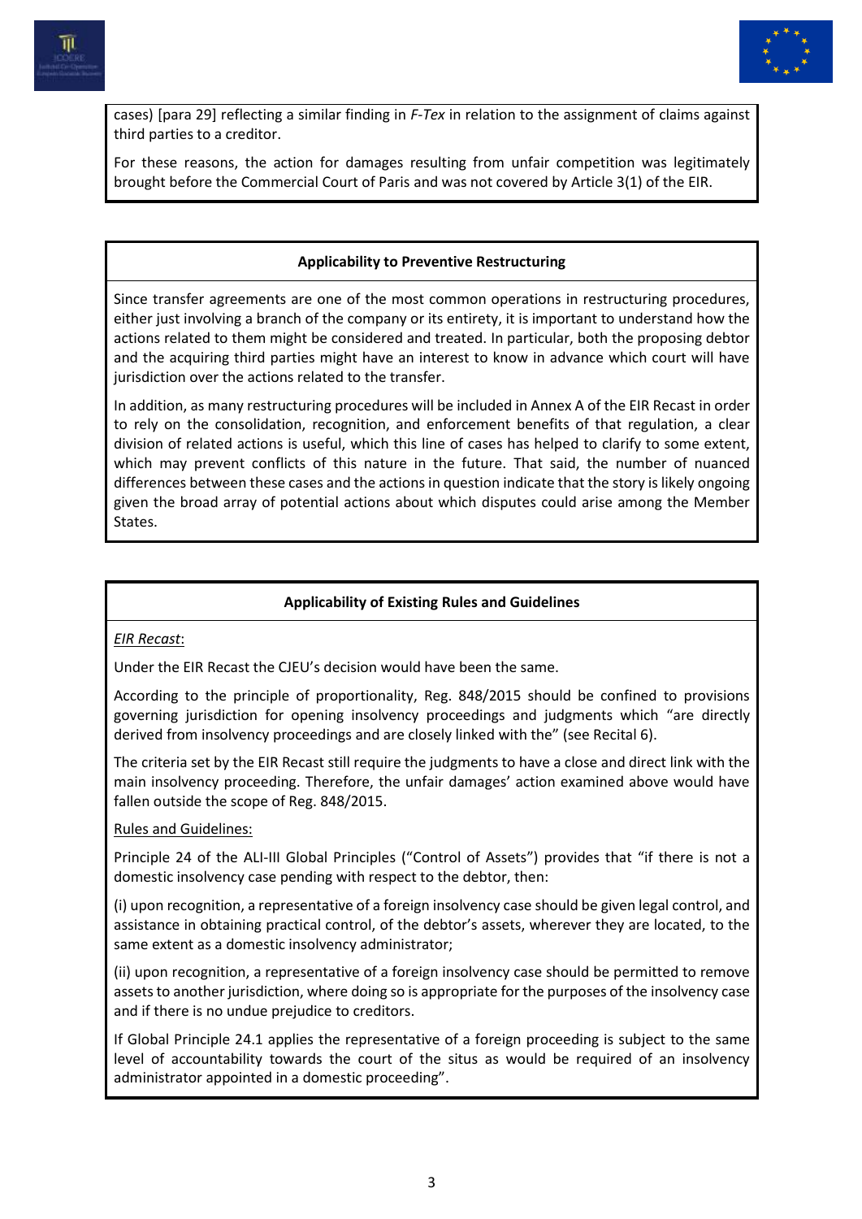cases) [para 29] reflecting a similar finding in *F-Tex* in relation to the assignment of claims against third parties to a creditor.

For these reasons, the action for damages resulting from unfair competition was legitimately brought before the Commercial Court of Paris and was not covered by Article 3(1) of the EIR.

### Applicability to Preventive Restructuring

Since transfer agreements are one of the most common operations in restructuring procedures, either just involving a branch of the company or its entirety, it is important to understand how the actions related to them might be considered and treated. In particular, both the proposing debtor and the acquiring third parties might have an interest to know in advance which court will have jurisdiction over the actions related to the transfer.

In addition, as many restructuring procedures will be included in Annex A of the EIR Recast in order to rely on the consolidation, recognition, and enforcement benefits of that regulation, a clear division of related actions is useful, which this line of cases has helped to clarify to some extent, which may prevent conflicts of this nature in the future. That said, the number of nuanced differences between these cases and the actions in question indicate that the story is likely ongoing given the broad array of potential actions about which disputes could arise among the Member States.

### Applicability of Existing Rules and Guidelines

*EIR Recast*:

Under the EIR Recast the CJEU's decision would have been the same.

According to the principle of proportionality, Reg. 848/2015 should be confined to provisions governing jurisdiction for opening insolvency proceedings and judgments which "are directly derived from insolvency proceedings and are closely linked with the" (see Recital 6).

The criteria set by the EIR Recast still require the judgments to have a close and direct link with the main insolvency proceeding. Therefore, the unfair damages' action examined above would have fallen outside the scope of Reg. 848/2015.

Rules and Guidelines:

Principle 24 of the ALI-III Global Principles ("Control of Assets") provides that "if there is not a domestic insolvency case pending with respect to the debtor, then:

(i) upon recognition, a representative of a foreign insolvency case should be given legal control, and assistance in obtaining practical control, of the debtor's assets, wherever they are located, to the same extent as a domestic insolvency administrator;

(ii) upon recognition, a representative of a foreign insolvency case should be permitted to remove assets to another jurisdiction, where doing so is appropriate for the purposes of the insolvency case and if there is no undue prejudice to creditors.

If Global Principle 24.1 applies the representative of a foreign proceeding is subject to the same level of accountability towards the court of the situs as would be required of an insolvency administrator appointed in a domestic proceeding".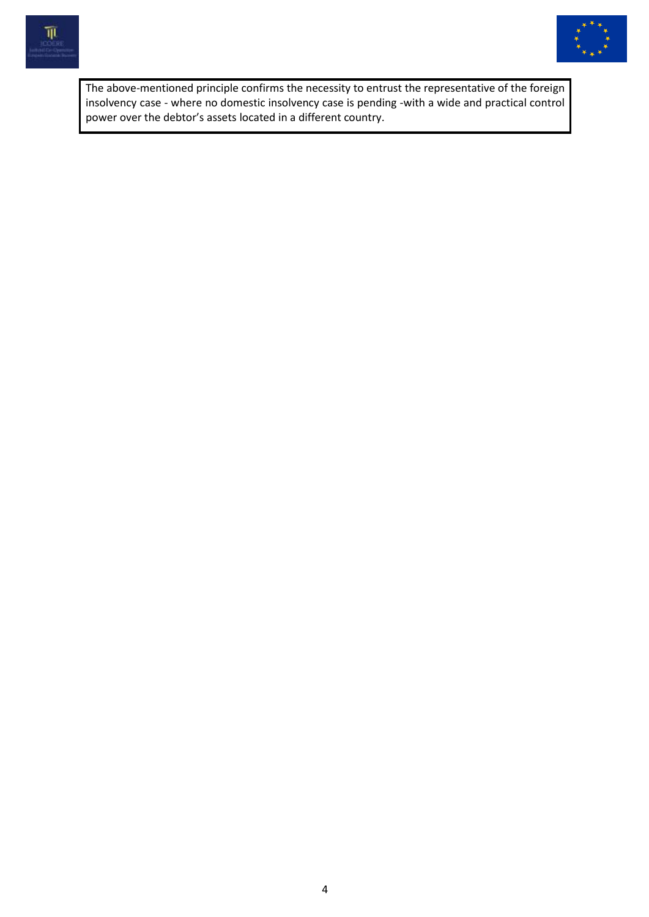The above-mentioned principle confirms the necessity to entrust the representative of the foreign insolvency case - where no domestic insolvency case is pending -with a wide and practical control power over the debtor's assets located in a different country.